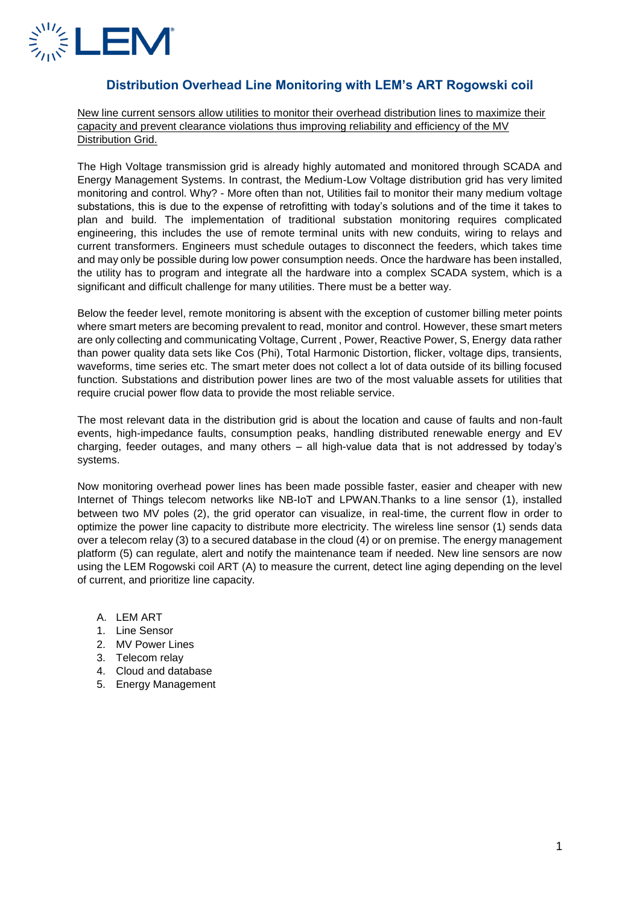## Distribution Overhead Line Monitoring with LEM's ART Rogowski coil

New line current sensors allow utilities to monitor their overhead distribution lines to maximize their capacity and prevent clearance violations thus improving reliability and efficiency of the MV Distribution Grid.

The High Voltage transmission grid is already highly automated and monitored through SCADA and Energy Management Systems. In contrast, the Medium-Low Voltage distribution grid has very limited monitoring and control. Why? - More often than not, Utilities fail to monitor their many medium voltage substations, this is due to the expense of retrofitting with today's solutions and of the time it takes to plan and build. The implementation of traditional substation monitoring requires complicated engineering, this includes the use of remote terminal units with new conduits, wiring to relays and current transformers. Engineers must schedule outages to disconnect the feeders, which takes time and may only be possible during low power consumption needs. Once the hardware has been installed, the utility has to program and integrate all the hardware into a complex SCADA system, which is a significant and difficult challenge for many utilities. There must be a better way.

Below the feeder level, remote monitoring is absent with the exception of customer billing meter points where smart meters are becoming prevalent to read, monitor and control. However, these smart meters are only collecting and communicating Voltage, Current , Power, Reactive Power, S, Energy data rather than power quality data sets like Cos (Phi), Total Harmonic Distortion, flicker, voltage dips, transients, waveforms, time series etc. The smart meter does not collect a lot of data outside of its billing focused function. Substations and distribution power lines are two of the most valuable assets for utilities that require crucial power flow data to provide the most reliable service.

The most relevant data in the distribution grid is about the location and cause of faults and non-fault events, high-impedance faults, consumption peaks, handling distributed renewable energy and EV charging, feeder outages, and many others – all high-value data that is not addressed by today's systems.

Now monitoring overhead power lines has been made possible faster, easier and cheaper with new Internet of Things telecom networks like NB-IoT and LPWAN.Thanks to a line sensor (1), installed between two MV poles (2), the grid operator can visualize, in real-time, the current flow in order to optimize the power line capacity to distribute more electricity. The wireless line sensor (1) sends data over a telecom relay (3) to a secured database in the cloud (4) or on premise. The energy management platform (5) can regulate, alert and notify the maintenance team if needed. New line sensors are now using the LEM Rogowski coil ART (A) to measure the current, detect line aging depending on the level of current, and prioritize line capacity.

- A. LEM ART
- 1. Line Sensor
- 2. MV Power Lines
- 3. Telecom relay
- 4. Cloud and database
- 5. Energy Management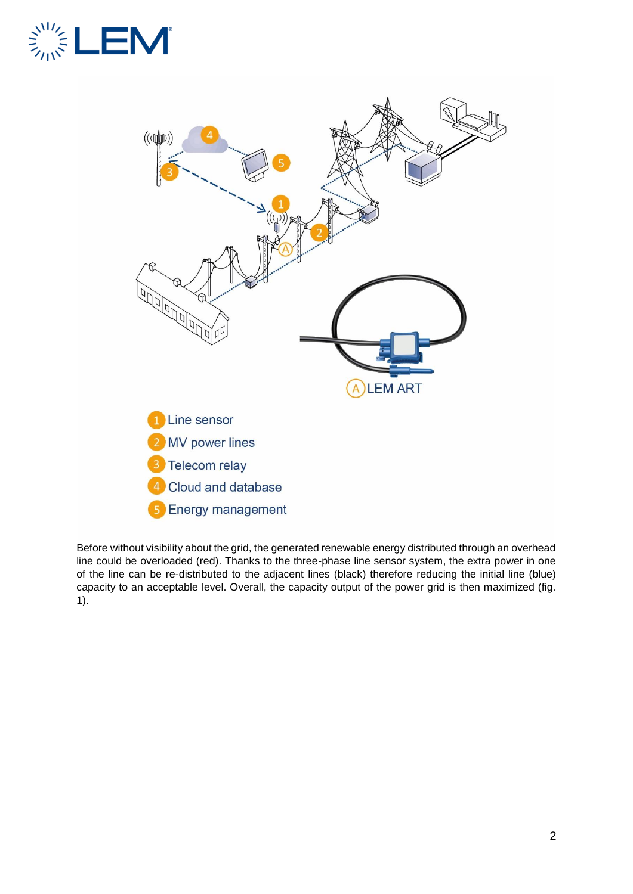1 Line sensor
2 MV power lines
3 Telecom relay
4 Cloud and database
5 Energy management

(A) LEM ART

Before without visibility about the grid, the generated renewable energy distributed through an overhead line could be overloaded (red). Thanks to the three-phase line sensor system, the extra power in one of the line can be re-distributed to the adjacent lines (black) therefore reducing the initial line (blue) capacity to an acceptable level. Overall, the capacity output of the power grid is then maximized (fig. 1).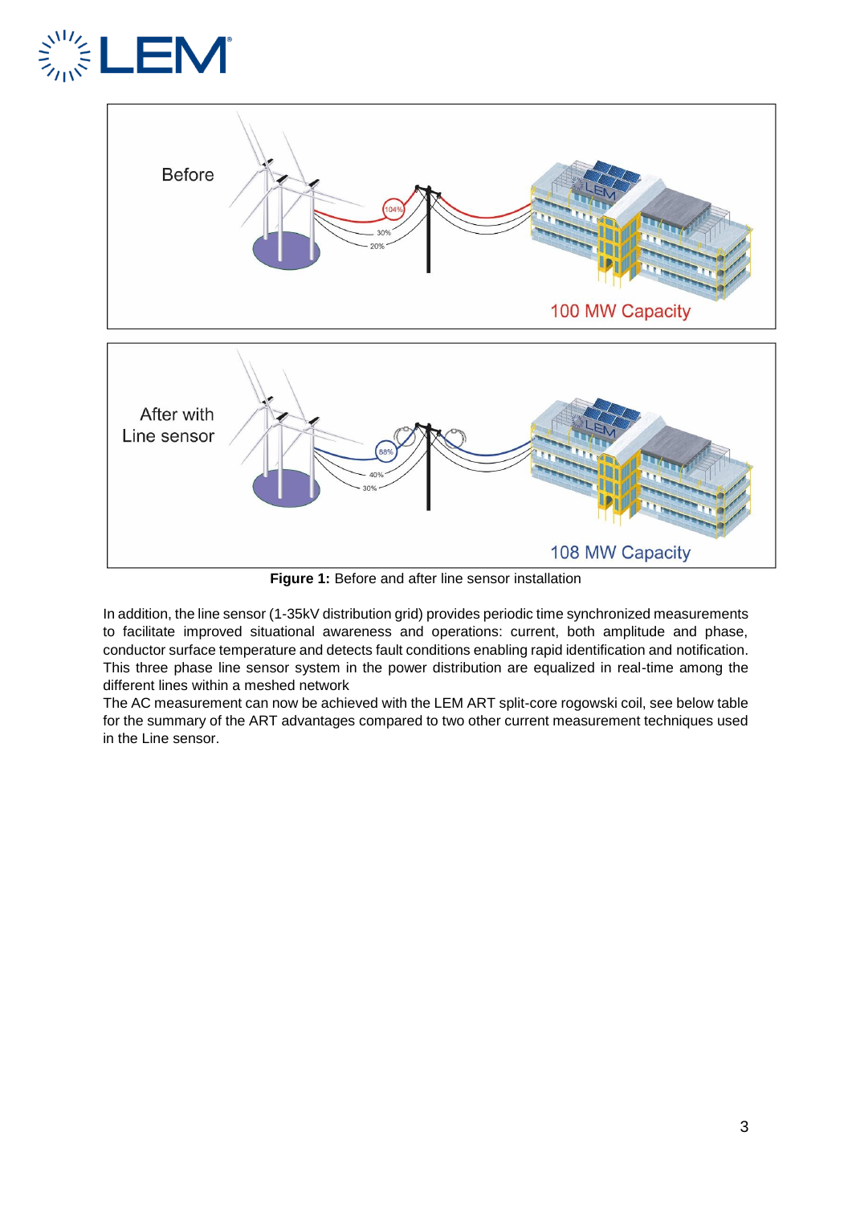Before

100 MW Capacity

After with Line sensor

108 MW Capacity

**Figure 1:** Before and after line sensor installation

In addition, the line sensor (1-35kV distribution grid) provides periodic time synchronized measurements to facilitate improved situational awareness and operations: current, both amplitude and phase, conductor surface temperature and detects fault conditions enabling rapid identification and notification. This three phase line sensor system in the power distribution are equalized in real-time among the different lines within a meshed network

The AC measurement can now be achieved with the LEM ART split-core rogowski coil, see below table for the summary of the ART advantages compared to two other current measurement techniques used in the Line sensor.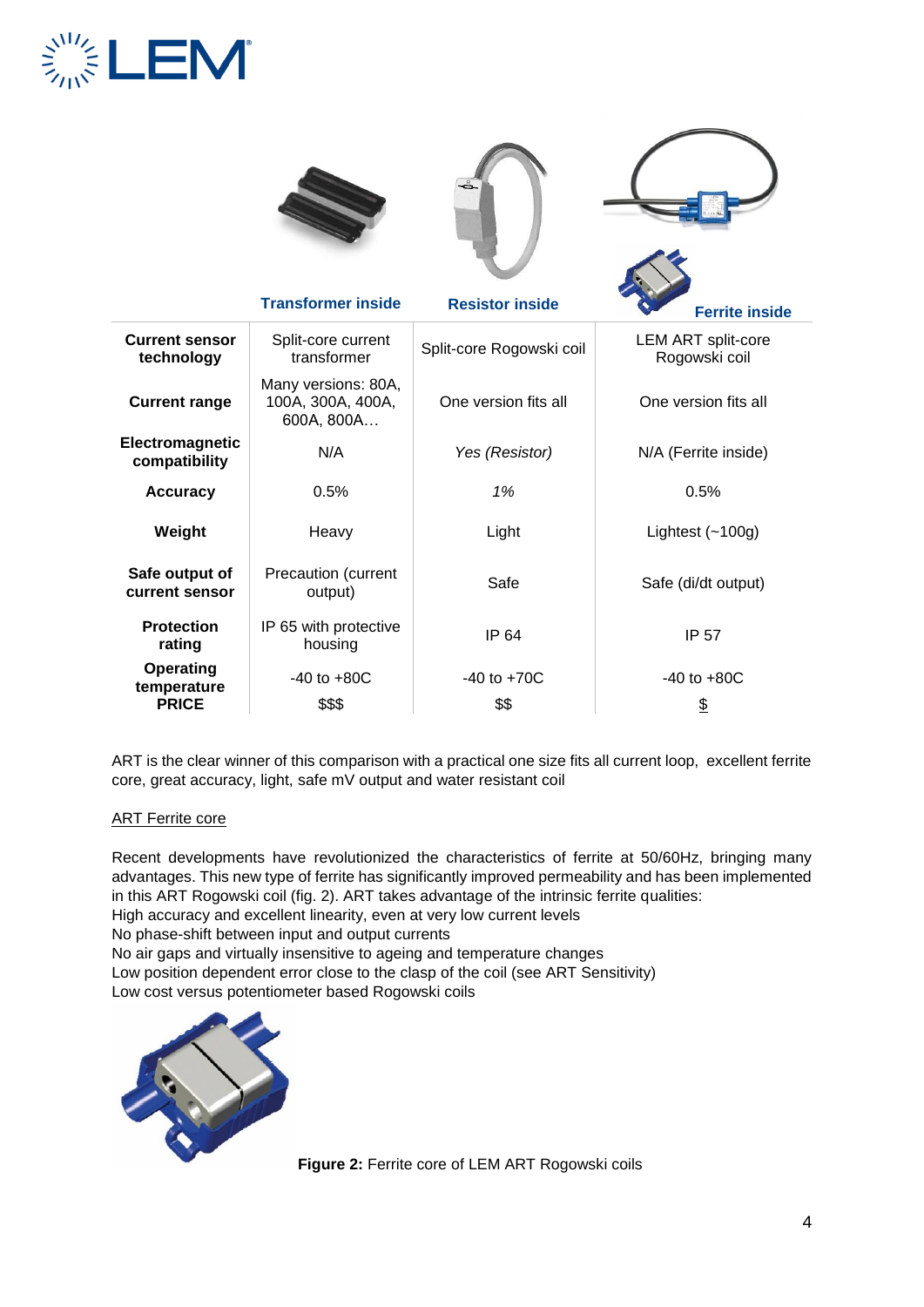| | Transformer inside | Resistor inside | Ferrite inside |
|---|---|---|---|
| **Current sensor technology** | Split-core current transformer | Split-core Rogowski coil | LEM ART split-core Rogowski coil |
| **Current range** | Many versions: 80A, 100A, 300A, 400A, 600A, 800A… | One version fits all | One version fits all |
| **Electromagnetic compatibility** | N/A | *Yes (Resistor)* | N/A (Ferrite inside) |
| **Accuracy** | 0.5% | *1%* | 0.5% |
| **Weight** | Heavy | Light | Lightest (~100g) |
| **Safe output of current sensor** | Precaution (current output) | Safe | Safe (di/dt output) |
| **Protection rating** | IP 65 with protective housing | IP 64 | IP 57 |
| **Operating temperature** | -40 to +80C | -40 to +70C | -40 to +80C |
| **PRICE** | $$$ | $$ | $ |

ART is the clear winner of this comparison with a practical one size fits all current loop, excellent ferrite core, great accuracy, light, safe mV output and water resistant coil

ART Ferrite core

Recent developments have revolutionized the characteristics of ferrite at 50/60Hz, bringing many advantages. This new type of ferrite has significantly improved permeability and has been implemented in this ART Rogowski coil (fig. 2). ART takes advantage of the intrinsic ferrite qualities:
High accuracy and excellent linearity, even at very low current levels
No phase-shift between input and output currents
No air gaps and virtually insensitive to ageing and temperature changes
Low position dependent error close to the clasp of the coil (see ART Sensitivity)
Low cost versus potentiometer based Rogowski coils

**Figure 2:** Ferrite core of LEM ART Rogowski coils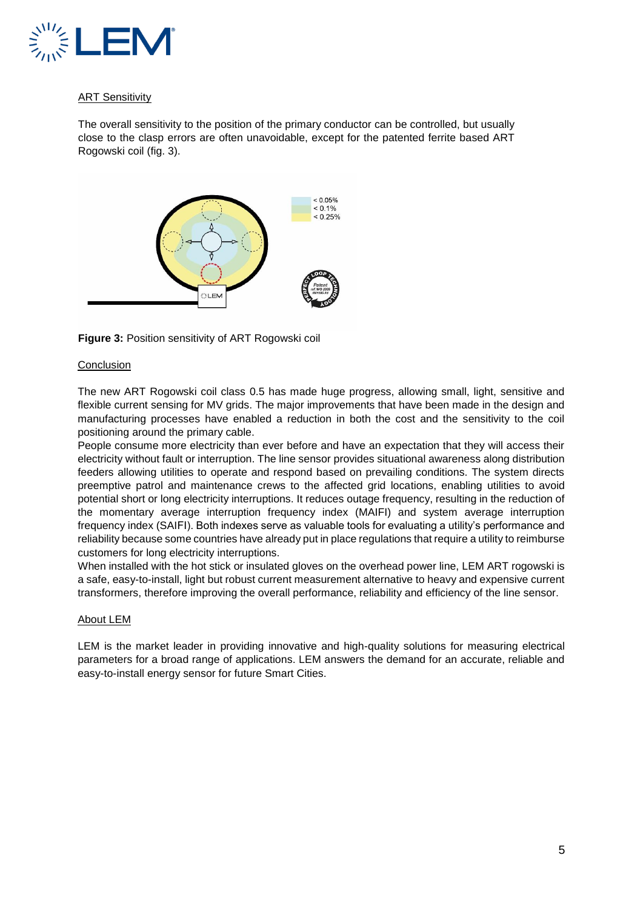## ART Sensitivity

The overall sensitivity to the position of the primary conductor can be controlled, but usually close to the clasp errors are often unavoidable, except for the patented ferrite based ART Rogowski coil (fig. 3).

< 0.05%
< 0.1%
< 0.25%

LEM

PERFECT LOOP TECHNOLOGY
Patent
ref. WO 2000 ...

**Figure 3:** Position sensitivity of ART Rogowski coil

## Conclusion

The new ART Rogowski coil class 0.5 has made huge progress, allowing small, light, sensitive and flexible current sensing for MV grids. The major improvements that have been made in the design and manufacturing processes have enabled a reduction in both the cost and the sensitivity to the coil positioning around the primary cable.

People consume more electricity than ever before and have an expectation that they will access their electricity without fault or interruption. The line sensor provides situational awareness along distribution feeders allowing utilities to operate and respond based on prevailing conditions. The system directs preemptive patrol and maintenance crews to the affected grid locations, enabling utilities to avoid potential short or long electricity interruptions. It reduces outage frequency, resulting in the reduction of the momentary average interruption frequency index (MAIFI) and system average interruption frequency index (SAIFI). Both indexes serve as valuable tools for evaluating a utility's performance and reliability because some countries have already put in place regulations that require a utility to reimburse customers for long electricity interruptions.

When installed with the hot stick or insulated gloves on the overhead power line, LEM ART rogowski is a safe, easy-to-install, light but robust current measurement alternative to heavy and expensive current transformers, therefore improving the overall performance, reliability and efficiency of the line sensor.

## About LEM

LEM is the market leader in providing innovative and high-quality solutions for measuring electrical parameters for a broad range of applications. LEM answers the demand for an accurate, reliable and easy-to-install energy sensor for future Smart Cities.